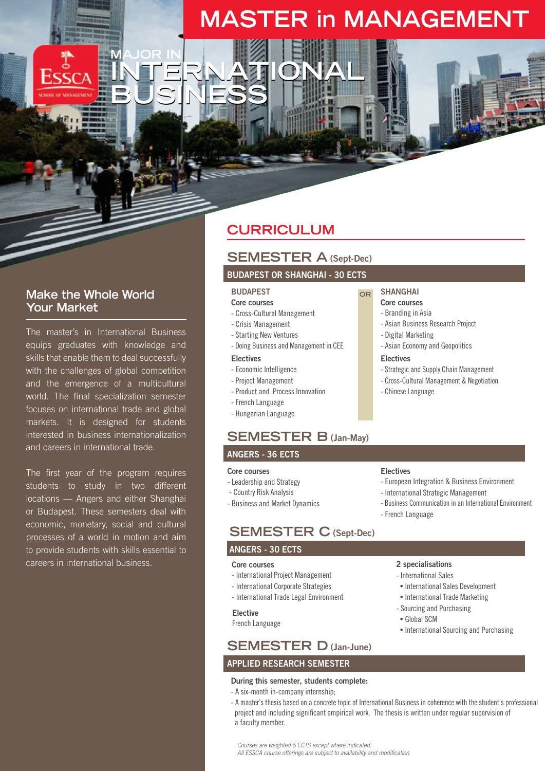# MASTER in MANAGEMENT

## MAJOR IN INTERNATIONAL BUSINESS

### Make the Whole World Your Market

The master's in International Business equips graduates with knowledge and skills that enable them to deal successfully with the challenges of global competition and the emergence of a multicultural world. The final specialization semester focuses on international trade and global markets. It is designed for students interested in business internationalization and careers in international trade.

The first year of the program requires students to study in two different locations — Angers and either Shanghai or Budapest. These semesters deal with economic, monetary, social and cultural processes of a world in motion and aim to provide students with skills essential to careers in international business.

## CURRICULUM

### SEMESTER A (Sept-Dec)

**BUDAPEST OR SHANGHAI - 30 ECTS**

**BUDAPEST**

**Core courses**
- Cross-Cultural Management
- Crisis Management
- Starting New Ventures
- Doing Business and Management in CEE

**Electives**
- Economic Intelligence
- Project Management
- Product and Process Innovation
- French Language
- Hungarian Language

OR

**SHANGHAI**

**Core courses**
- Branding in Asia
- Asian Business Research Project
- Digital Marketing
- Asian Economy and Geopolitics

**Electives**
- Strategic and Supply Chain Management
- Cross-Cultural Management & Negotiation
- Chinese Language

### SEMESTER B (Jan-May)

**ANGERS - 36 ECTS**

**Core courses**
- Leadership and Strategy
- Country Risk Analysis
- Business and Market Dynamics

**Electives**
- European Integration & Business Environment
- International Strategic Management
- Business Communication in an International Environment
- French Language

### SEMESTER C (Sept-Dec)

**ANGERS - 30 ECTS**

**Core courses**
- International Project Management
- International Corporate Strategies
- International Trade Legal Environment

**Elective**

French Language

**2 specialisations**
- International Sales
  - International Sales Development
  - International Trade Marketing
- Sourcing and Purchasing
  - Global SCM
  - International Sourcing and Purchasing

### SEMESTER D (Jan-June)

**APPLIED RESEARCH SEMESTER**

**During this semester, students complete:**
- A six-month in-company internship;
- A master's thesis based on a concrete topic of International Business in coherence with the student's professional project and including significant empirical work. The thesis is written under regular supervision of a faculty member.

*Courses are weighted 6 ECTS except where indicated.*
*All ESSCA course offerings are subject to availability and modification.*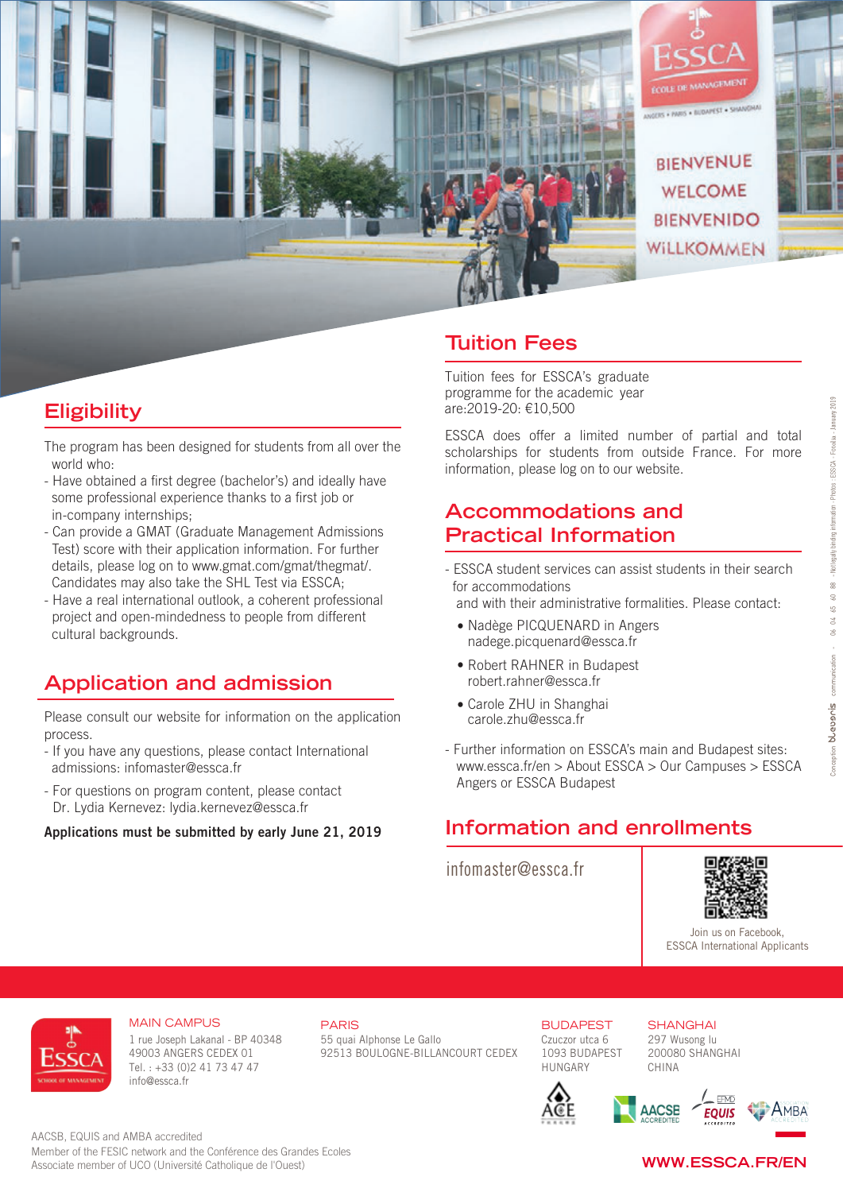## Eligibility

The program has been designed for students from all over the world who:

- Have obtained a first degree (bachelor's) and ideally have some professional experience thanks to a first job or in-company internships;
- Can provide a GMAT (Graduate Management Admissions Test) score with their application information. For further details, please log on to www.gmat.com/gmat/thegmat/. Candidates may also take the SHL Test via ESSCA;
- Have a real international outlook, a coherent professional project and open-mindedness to people from different cultural backgrounds.

## Application and admission

Please consult our website for information on the application process.

- If you have any questions, please contact International admissions: infomaster@essca.fr
- For questions on program content, please contact Dr. Lydia Kernevez: lydia.kernevez@essca.fr

**Applications must be submitted by early June 21, 2019**

## Tuition Fees

Tuition fees for ESSCA's graduate programme for the academic year are:2019-20: €10,500

ESSCA does offer a limited number of partial and total scholarships for students from outside France. For more information, please log on to our website.

## Accommodations and Practical Information

- ESSCA student services can assist students in their search for accommodations and with their administrative formalities. Please contact:
  - Nadège PICQUENARD in Angers nadege.picquenard@essca.fr
  - Robert RAHNER in Budapest robert.rahner@essca.fr
  - Carole ZHU in Shanghai carole.zhu@essca.fr
- Further information on ESSCA's main and Budapest sites: www.essca.fr/en > About ESSCA > Our Campuses > ESSCA Angers or ESSCA Budapest

## Information and enrollments

infomaster@essca.fr

Join us on Facebook, ESSCA International Applicants

**MAIN CAMPUS**
1 rue Joseph Lakanal - BP 40348
49003 ANGERS CEDEX 01
Tel. : +33 (0)2 41 73 47 47
info@essca.fr

**PARIS**
55 quai Alphonse Le Gallo
92513 BOULOGNE-BILLANCOURT CEDEX

**BUDAPEST**
Czuczor utca 6
1093 BUDAPEST
HUNGARY

**SHANGHAI**
297 Wusong lu
200080 SHANGHAI
CHINA

AACSB, EQUIS and AMBA accredited
Member of the FESIC network and the Conférence des Grandes Ecoles
Associate member of UCO (Université Catholique de l'Ouest)

WWW.ESSCA.FR/EN